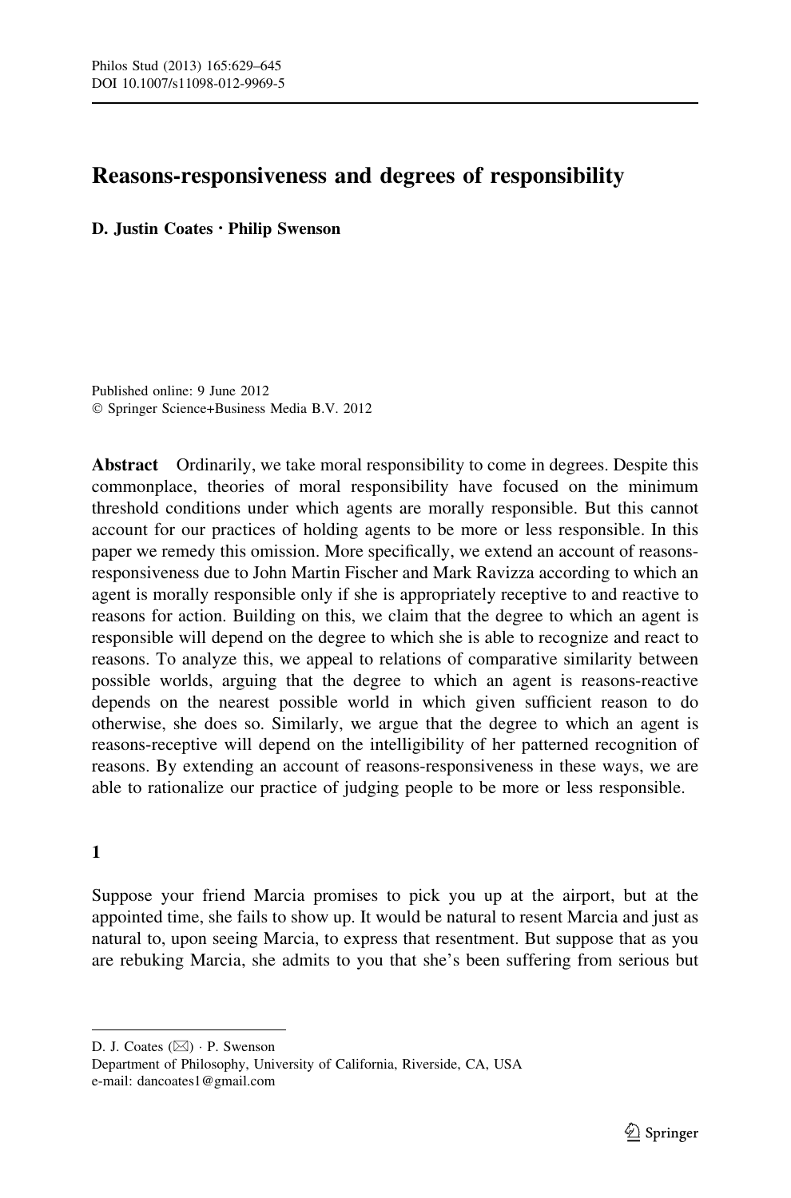# Reasons-responsiveness and degrees of responsibility

**D. Justin Coates · Philip Swenson**

Published online: 9 June 2012
© Springer Science+Business Media B.V. 2012

**Abstract** Ordinarily, we take moral responsibility to come in degrees. Despite this commonplace, theories of moral responsibility have focused on the minimum threshold conditions under which agents are morally responsible. But this cannot account for our practices of holding agents to be more or less responsible. In this paper we remedy this omission. More specifically, we extend an account of reasons-responsiveness due to John Martin Fischer and Mark Ravizza according to which an agent is morally responsible only if she is appropriately receptive to and reactive to reasons for action. Building on this, we claim that the degree to which an agent is responsible will depend on the degree to which she is able to recognize and react to reasons. To analyze this, we appeal to relations of comparative similarity between possible worlds, arguing that the degree to which an agent is reasons-reactive depends on the nearest possible world in which given sufficient reason to do otherwise, she does so. Similarly, we argue that the degree to which an agent is reasons-receptive will depend on the intelligibility of her patterned recognition of reasons. By extending an account of reasons-responsiveness in these ways, we are able to rationalize our practice of judging people to be more or less responsible.

## 1

Suppose your friend Marcia promises to pick you up at the airport, but at the appointed time, she fails to show up. It would be natural to resent Marcia and just as natural to, upon seeing Marcia, to express that resentment. But suppose that as you are rebuking Marcia, she admits to you that she's been suffering from serious but

---

D. J. Coates (✉) · P. Swenson
Department of Philosophy, University of California, Riverside, CA, USA
e-mail: dancoates1@gmail.com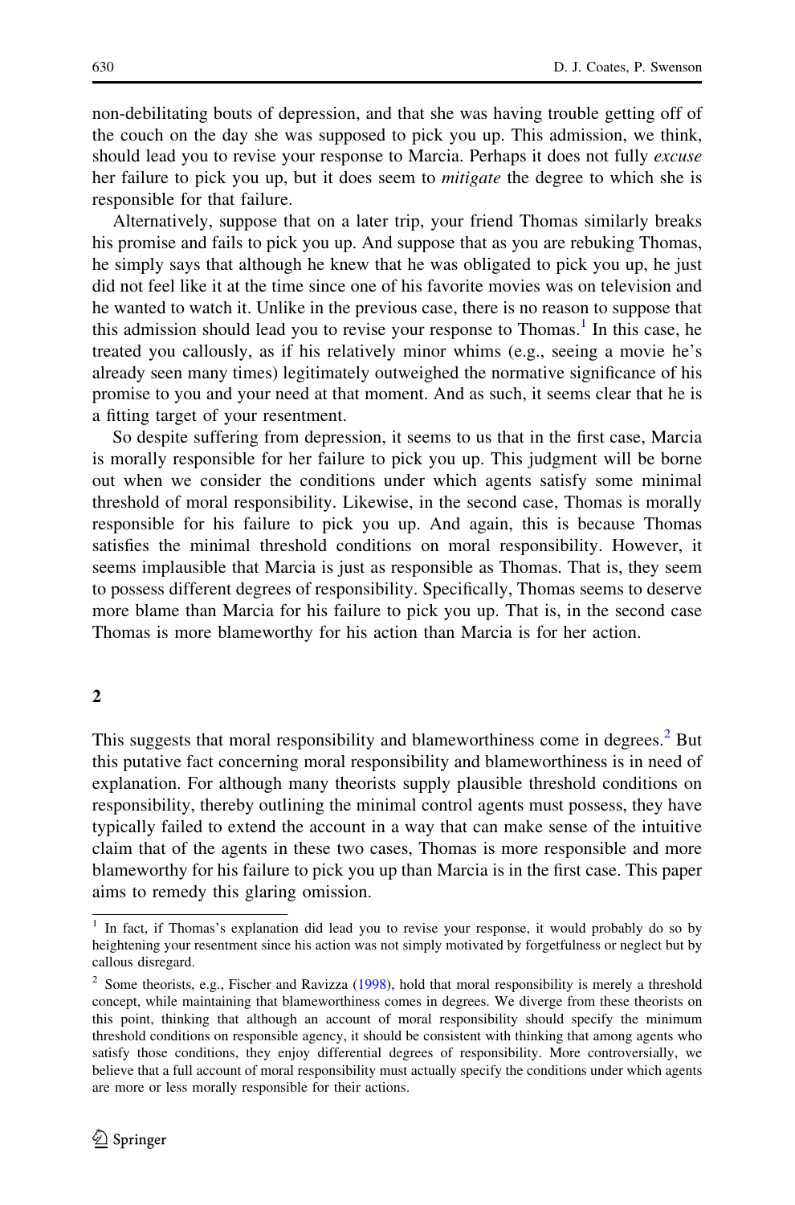non-debilitating bouts of depression, and that she was having trouble getting off of the couch on the day she was supposed to pick you up. This admission, we think, should lead you to revise your response to Marcia. Perhaps it does not fully *excuse* her failure to pick you up, but it does seem to *mitigate* the degree to which she is responsible for that failure.

Alternatively, suppose that on a later trip, your friend Thomas similarly breaks his promise and fails to pick you up. And suppose that as you are rebuking Thomas, he simply says that although he knew that he was obligated to pick you up, he just did not feel like it at the time since one of his favorite movies was on television and he wanted to watch it. Unlike in the previous case, there is no reason to suppose that this admission should lead you to revise your response to Thomas.[1] In this case, he treated you callously, as if his relatively minor whims (e.g., seeing a movie he's already seen many times) legitimately outweighed the normative significance of his promise to you and your need at that moment. And as such, it seems clear that he is a fitting target of your resentment.

So despite suffering from depression, it seems to us that in the first case, Marcia is morally responsible for her failure to pick you up. This judgment will be borne out when we consider the conditions under which agents satisfy some minimal threshold of moral responsibility. Likewise, in the second case, Thomas is morally responsible for his failure to pick you up. And again, this is because Thomas satisfies the minimal threshold conditions on moral responsibility. However, it seems implausible that Marcia is just as responsible as Thomas. That is, they seem to possess different degrees of responsibility. Specifically, Thomas seems to deserve more blame than Marcia for his failure to pick you up. That is, in the second case Thomas is more blameworthy for his action than Marcia is for her action.

## 2

This suggests that moral responsibility and blameworthiness come in degrees.[2] But this putative fact concerning moral responsibility and blameworthiness is in need of explanation. For although many theorists supply plausible threshold conditions on responsibility, thereby outlining the minimal control agents must possess, they have typically failed to extend the account in a way that can make sense of the intuitive claim that of the agents in these two cases, Thomas is more responsible and more blameworthy for his failure to pick you up than Marcia is in the first case. This paper aims to remedy this glaring omission.

[1] In fact, if Thomas's explanation did lead you to revise your response, it would probably do so by heightening your resentment since his action was not simply motivated by forgetfulness or neglect but by callous disregard.

[2] Some theorists, e.g., Fischer and Ravizza (1998), hold that moral responsibility is merely a threshold concept, while maintaining that blameworthiness comes in degrees. We diverge from these theorists on this point, thinking that although an account of moral responsibility should specify the minimum threshold conditions on responsible agency, it should be consistent with thinking that among agents who satisfy those conditions, they enjoy differential degrees of responsibility. More controversially, we believe that a full account of moral responsibility must actually specify the conditions under which agents are more or less morally responsible for their actions.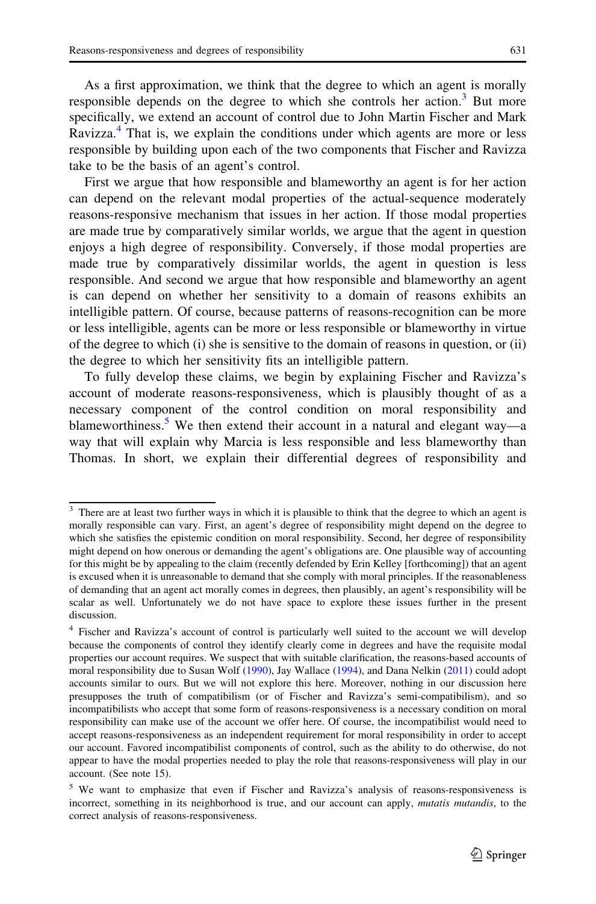As a first approximation, we think that the degree to which an agent is morally responsible depends on the degree to which she controls her action.[3] But more specifically, we extend an account of control due to John Martin Fischer and Mark Ravizza.[4] That is, we explain the conditions under which agents are more or less responsible by building upon each of the two components that Fischer and Ravizza take to be the basis of an agent's control.

First we argue that how responsible and blameworthy an agent is for her action can depend on the relevant modal properties of the actual-sequence moderately reasons-responsive mechanism that issues in her action. If those modal properties are made true by comparatively similar worlds, we argue that the agent in question enjoys a high degree of responsibility. Conversely, if those modal properties are made true by comparatively dissimilar worlds, the agent in question is less responsible. And second we argue that how responsible and blameworthy an agent is can depend on whether her sensitivity to a domain of reasons exhibits an intelligible pattern. Of course, because patterns of reasons-recognition can be more or less intelligible, agents can be more or less responsible or blameworthy in virtue of the degree to which (i) she is sensitive to the domain of reasons in question, or (ii) the degree to which her sensitivity fits an intelligible pattern.

To fully develop these claims, we begin by explaining Fischer and Ravizza's account of moderate reasons-responsiveness, which is plausibly thought of as a necessary component of the control condition on moral responsibility and blameworthiness.[5] We then extend their account in a natural and elegant way—a way that will explain why Marcia is less responsible and less blameworthy than Thomas. In short, we explain their differential degrees of responsibility and

---

[3] There are at least two further ways in which it is plausible to think that the degree to which an agent is morally responsible can vary. First, an agent's degree of responsibility might depend on the degree to which she satisfies the epistemic condition on moral responsibility. Second, her degree of responsibility might depend on how onerous or demanding the agent's obligations are. One plausible way of accounting for this might be by appealing to the claim (recently defended by Erin Kelley [forthcoming]) that an agent is excused when it is unreasonable to demand that she comply with moral principles. If the reasonableness of demanding that an agent act morally comes in degrees, then plausibly, an agent's responsibility will be scalar as well. Unfortunately we do not have space to explore these issues further in the present discussion.

[4] Fischer and Ravizza's account of control is particularly well suited to the account we will develop because the components of control they identify clearly come in degrees and have the requisite modal properties our account requires. We suspect that with suitable clarification, the reasons-based accounts of moral responsibility due to Susan Wolf (1990), Jay Wallace (1994), and Dana Nelkin (2011) could adopt accounts similar to ours. But we will not explore this here. Moreover, nothing in our discussion here presupposes the truth of compatibilism (or of Fischer and Ravizza's semi-compatibilism), and so incompatibilists who accept that some form of reasons-responsiveness is a necessary condition on moral responsibility can make use of the account we offer here. Of course, the incompatibilist would need to accept reasons-responsiveness as an independent requirement for moral responsibility in order to accept our account. Favored incompatibilist components of control, such as the ability to do otherwise, do not appear to have the modal properties needed to play the role that reasons-responsiveness will play in our account. (See note 15).

[5] We want to emphasize that even if Fischer and Ravizza's analysis of reasons-responsiveness is incorrect, something in its neighborhood is true, and our account can apply, *mutatis mutandis*, to the correct analysis of reasons-responsiveness.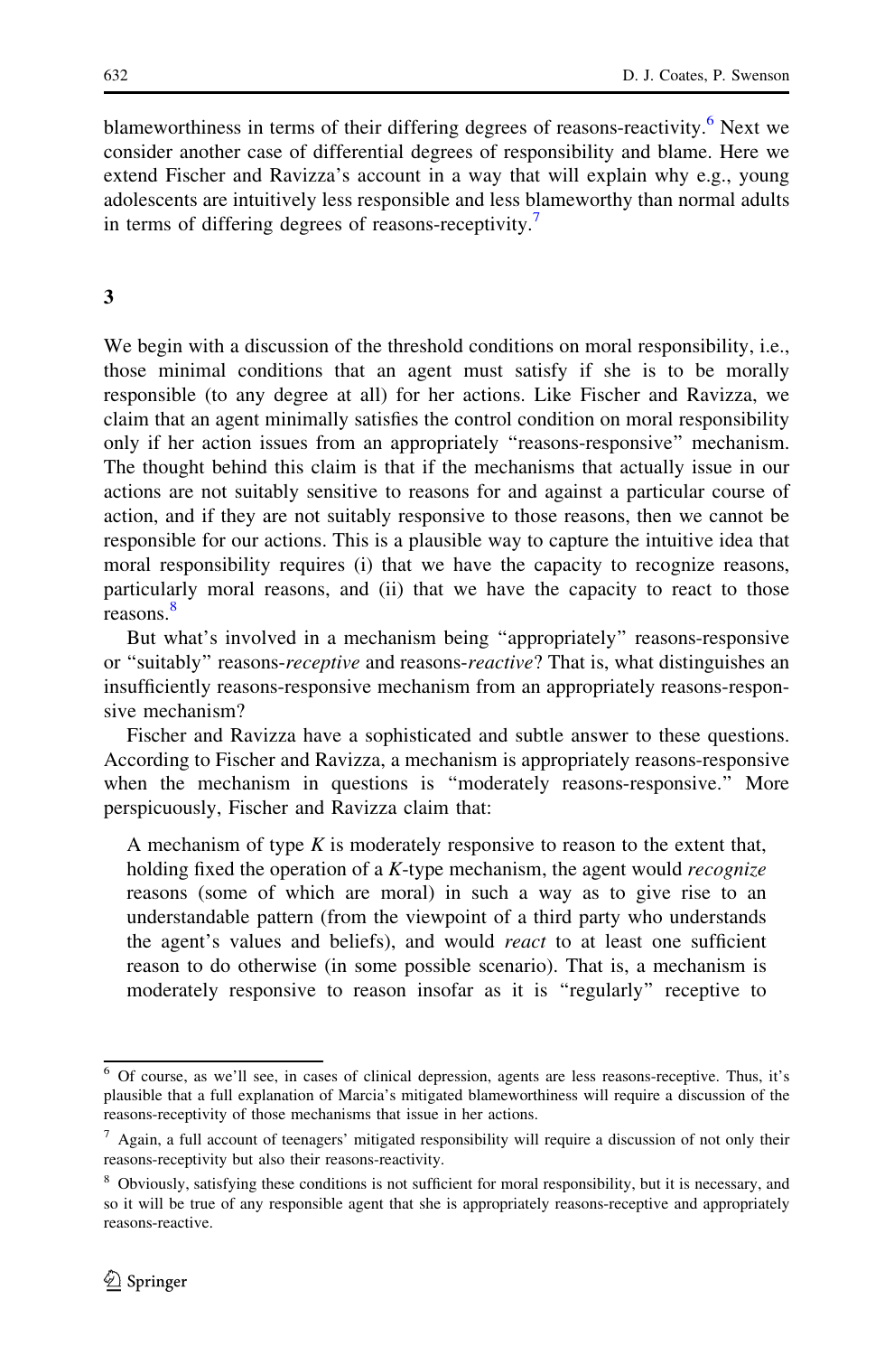blameworthiness in terms of their differing degrees of reasons-reactivity.[6] Next we consider another case of differential degrees of responsibility and blame. Here we extend Fischer and Ravizza's account in a way that will explain why e.g., young adolescents are intuitively less responsible and less blameworthy than normal adults in terms of differing degrees of reasons-receptivity.[7]

## 3

We begin with a discussion of the threshold conditions on moral responsibility, i.e., those minimal conditions that an agent must satisfy if she is to be morally responsible (to any degree at all) for her actions. Like Fischer and Ravizza, we claim that an agent minimally satisfies the control condition on moral responsibility only if her action issues from an appropriately "reasons-responsive" mechanism. The thought behind this claim is that if the mechanisms that actually issue in our actions are not suitably sensitive to reasons for and against a particular course of action, and if they are not suitably responsive to those reasons, then we cannot be responsible for our actions. This is a plausible way to capture the intuitive idea that moral responsibility requires (i) that we have the capacity to recognize reasons, particularly moral reasons, and (ii) that we have the capacity to react to those reasons.[8]

But what's involved in a mechanism being "appropriately" reasons-responsive or "suitably" reasons-*receptive* and reasons-*reactive*? That is, what distinguishes an insufficiently reasons-responsive mechanism from an appropriately reasons-responsive mechanism?

Fischer and Ravizza have a sophisticated and subtle answer to these questions. According to Fischer and Ravizza, a mechanism is appropriately reasons-responsive when the mechanism in questions is "moderately reasons-responsive." More perspicuously, Fischer and Ravizza claim that:

> A mechanism of type $K$ is moderately responsive to reason to the extent that, holding fixed the operation of a $K$-type mechanism, the agent would *recognize* reasons (some of which are moral) in such a way as to give rise to an understandable pattern (from the viewpoint of a third party who understands the agent's values and beliefs), and would *react* to at least one sufficient reason to do otherwise (in some possible scenario). That is, a mechanism is moderately responsive to reason insofar as it is "regularly" receptive to

---

[6] Of course, as we'll see, in cases of clinical depression, agents are less reasons-receptive. Thus, it's plausible that a full explanation of Marcia's mitigated blameworthiness will require a discussion of the reasons-receptivity of those mechanisms that issue in her actions.

[7] Again, a full account of teenagers' mitigated responsibility will require a discussion of not only their reasons-receptivity but also their reasons-reactivity.

[8] Obviously, satisfying these conditions is not sufficient for moral responsibility, but it is necessary, and so it will be true of any responsible agent that she is appropriately reasons-receptive and appropriately reasons-reactive.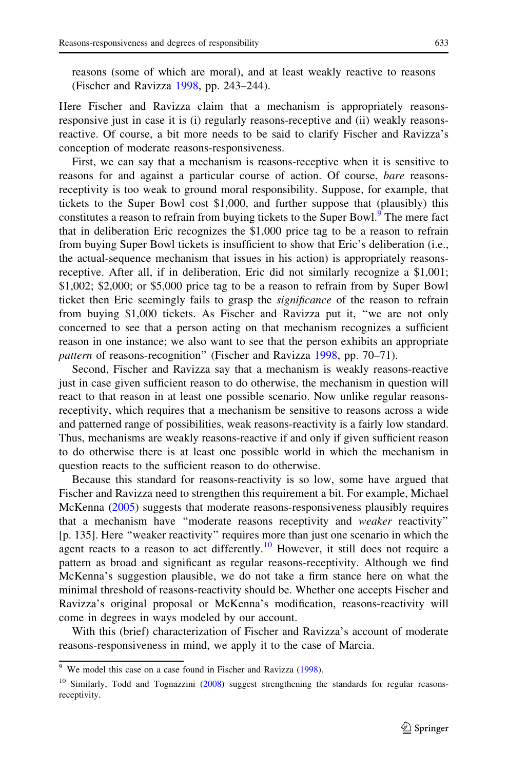reasons (some of which are moral), and at least weakly reactive to reasons (Fischer and Ravizza 1998, pp. 243–244).

Here Fischer and Ravizza claim that a mechanism is appropriately reasons-responsive just in case it is (i) regularly reasons-receptive and (ii) weakly reasons-reactive. Of course, a bit more needs to be said to clarify Fischer and Ravizza's conception of moderate reasons-responsiveness.

First, we can say that a mechanism is reasons-receptive when it is sensitive to reasons for and against a particular course of action. Of course, *bare* reasons-receptivity is too weak to ground moral responsibility. Suppose, for example, that tickets to the Super Bowl cost \$1,000, and further suppose that (plausibly) this constitutes a reason to refrain from buying tickets to the Super Bowl.[9] The mere fact that in deliberation Eric recognizes the \$1,000 price tag to be a reason to refrain from buying Super Bowl tickets is insufficient to show that Eric's deliberation (i.e., the actual-sequence mechanism that issues in his action) is appropriately reasons-receptive. After all, if in deliberation, Eric did not similarly recognize a \$1,001; \$1,002; \$2,000; or \$5,000 price tag to be a reason to refrain from by Super Bowl ticket then Eric seemingly fails to grasp the *significance* of the reason to refrain from buying \$1,000 tickets. As Fischer and Ravizza put it, "we are not only concerned to see that a person acting on that mechanism recognizes a sufficient reason in one instance; we also want to see that the person exhibits an appropriate *pattern* of reasons-recognition" (Fischer and Ravizza 1998, pp. 70–71).

Second, Fischer and Ravizza say that a mechanism is weakly reasons-reactive just in case given sufficient reason to do otherwise, the mechanism in question will react to that reason in at least one possible scenario. Now unlike regular reasons-receptivity, which requires that a mechanism be sensitive to reasons across a wide and patterned range of possibilities, weak reasons-reactivity is a fairly low standard. Thus, mechanisms are weakly reasons-reactive if and only if given sufficient reason to do otherwise there is at least one possible world in which the mechanism in question reacts to the sufficient reason to do otherwise.

Because this standard for reasons-reactivity is so low, some have argued that Fischer and Ravizza need to strengthen this requirement a bit. For example, Michael McKenna (2005) suggests that moderate reasons-responsiveness plausibly requires that a mechanism have "moderate reasons receptivity and *weaker* reactivity" [p. 135]. Here "weaker reactivity" requires more than just one scenario in which the agent reacts to a reason to act differently.[10] However, it still does not require a pattern as broad and significant as regular reasons-receptivity. Although we find McKenna's suggestion plausible, we do not take a firm stance here on what the minimal threshold of reasons-reactivity should be. Whether one accepts Fischer and Ravizza's original proposal or McKenna's modification, reasons-reactivity will come in degrees in ways modeled by our account.

With this (brief) characterization of Fischer and Ravizza's account of moderate reasons-responsiveness in mind, we apply it to the case of Marcia.

---

[9] We model this case on a case found in Fischer and Ravizza (1998).

[10] Similarly, Todd and Tognazzini (2008) suggest strengthening the standards for regular reasons-receptivity.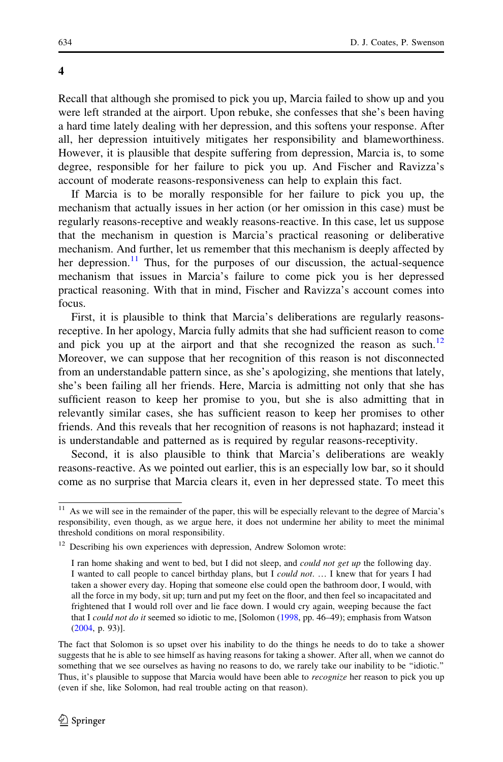## 4

Recall that although she promised to pick you up, Marcia failed to show up and you were left stranded at the airport. Upon rebuke, she confesses that she's been having a hard time lately dealing with her depression, and this softens your response. After all, her depression intuitively mitigates her responsibility and blameworthiness. However, it is plausible that despite suffering from depression, Marcia is, to some degree, responsible for her failure to pick you up. And Fischer and Ravizza's account of moderate reasons-responsiveness can help to explain this fact.

If Marcia is to be morally responsible for her failure to pick you up, the mechanism that actually issues in her action (or her omission in this case) must be regularly reasons-receptive and weakly reasons-reactive. In this case, let us suppose that the mechanism in question is Marcia's practical reasoning or deliberative mechanism. And further, let us remember that this mechanism is deeply affected by her depression.[11] Thus, for the purposes of our discussion, the actual-sequence mechanism that issues in Marcia's failure to come pick you is her depressed practical reasoning. With that in mind, Fischer and Ravizza's account comes into focus.

First, it is plausible to think that Marcia's deliberations are regularly reasons-receptive. In her apology, Marcia fully admits that she had sufficient reason to come and pick you up at the airport and that she recognized the reason as such.[12] Moreover, we can suppose that her recognition of this reason is not disconnected from an understandable pattern since, as she's apologizing, she mentions that lately, she's been failing all her friends. Here, Marcia is admitting not only that she has sufficient reason to keep her promise to you, but she is also admitting that in relevantly similar cases, she has sufficient reason to keep her promises to other friends. And this reveals that her recognition of reasons is not haphazard; instead it is understandable and patterned as is required by regular reasons-receptivity.

Second, it is also plausible to think that Marcia's deliberations are weakly reasons-reactive. As we pointed out earlier, this is an especially low bar, so it should come as no surprise that Marcia clears it, even in her depressed state. To meet this

---

[11] As we will see in the remainder of the paper, this will be especially relevant to the degree of Marcia's responsibility, even though, as we argue here, it does not undermine her ability to meet the minimal threshold conditions on moral responsibility.

[12] Describing his own experiences with depression, Andrew Solomon wrote:

> I ran home shaking and went to bed, but I did not sleep, and *could not get up* the following day. I wanted to call people to cancel birthday plans, but I *could not*. … I knew that for years I had taken a shower every day. Hoping that someone else could open the bathroom door, I would, with all the force in my body, sit up; turn and put my feet on the floor, and then feel so incapacitated and frightened that I would roll over and lie face down. I would cry again, weeping because the fact that I *could not do it* seemed so idiotic to me, [Solomon (1998, pp. 46–49); emphasis from Watson (2004, p. 93)].

The fact that Solomon is so upset over his inability to do the things he needs to do to take a shower suggests that he is able to see himself as having reasons for taking a shower. After all, when we cannot do something that we see ourselves as having no reasons to do, we rarely take our inability to be "idiotic." Thus, it's plausible to suppose that Marcia would have been able to *recognize* her reason to pick you up (even if she, like Solomon, had real trouble acting on that reason).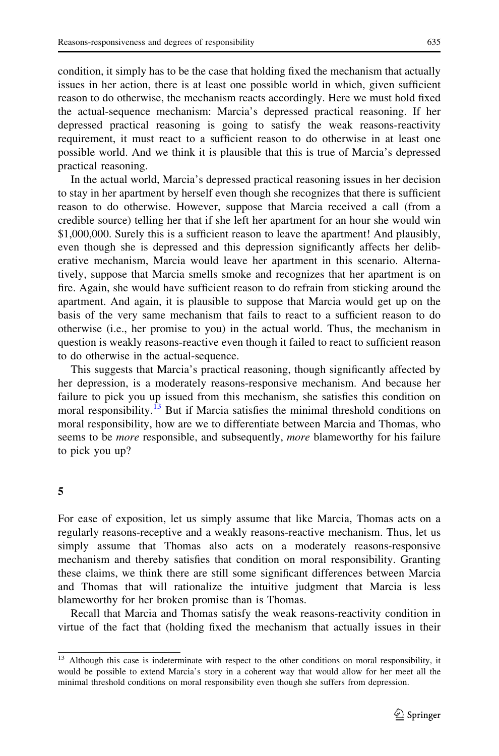condition, it simply has to be the case that holding fixed the mechanism that actually issues in her action, there is at least one possible world in which, given sufficient reason to do otherwise, the mechanism reacts accordingly. Here we must hold fixed the actual-sequence mechanism: Marcia's depressed practical reasoning. If her depressed practical reasoning is going to satisfy the weak reasons-reactivity requirement, it must react to a sufficient reason to do otherwise in at least one possible world. And we think it is plausible that this is true of Marcia's depressed practical reasoning.

In the actual world, Marcia's depressed practical reasoning issues in her decision to stay in her apartment by herself even though she recognizes that there is sufficient reason to do otherwise. However, suppose that Marcia received a call (from a credible source) telling her that if she left her apartment for an hour she would win $1,000,000. Surely this is a sufficient reason to leave the apartment! And plausibly, even though she is depressed and this depression significantly affects her deliberative mechanism, Marcia would leave her apartment in this scenario. Alternatively, suppose that Marcia smells smoke and recognizes that her apartment is on fire. Again, she would have sufficient reason to do refrain from sticking around the apartment. And again, it is plausible to suppose that Marcia would get up on the basis of the very same mechanism that fails to react to a sufficient reason to do otherwise (i.e., her promise to you) in the actual world. Thus, the mechanism in question is weakly reasons-reactive even though it failed to react to sufficient reason to do otherwise in the actual-sequence.

This suggests that Marcia's practical reasoning, though significantly affected by her depression, is a moderately reasons-responsive mechanism. And because her failure to pick you up issued from this mechanism, she satisfies this condition on moral responsibility.[13] But if Marcia satisfies the minimal threshold conditions on moral responsibility, how are we to differentiate between Marcia and Thomas, who seems to be *more* responsible, and subsequently, *more* blameworthy for his failure to pick you up?

## 5

For ease of exposition, let us simply assume that like Marcia, Thomas acts on a regularly reasons-receptive and a weakly reasons-reactive mechanism. Thus, let us simply assume that Thomas also acts on a moderately reasons-responsive mechanism and thereby satisfies that condition on moral responsibility. Granting these claims, we think there are still some significant differences between Marcia and Thomas that will rationalize the intuitive judgment that Marcia is less blameworthy for her broken promise than is Thomas.

Recall that Marcia and Thomas satisfy the weak reasons-reactivity condition in virtue of the fact that (holding fixed the mechanism that actually issues in their

[13] Although this case is indeterminate with respect to the other conditions on moral responsibility, it would be possible to extend Marcia's story in a coherent way that would allow for her meet all the minimal threshold conditions on moral responsibility even though she suffers from depression.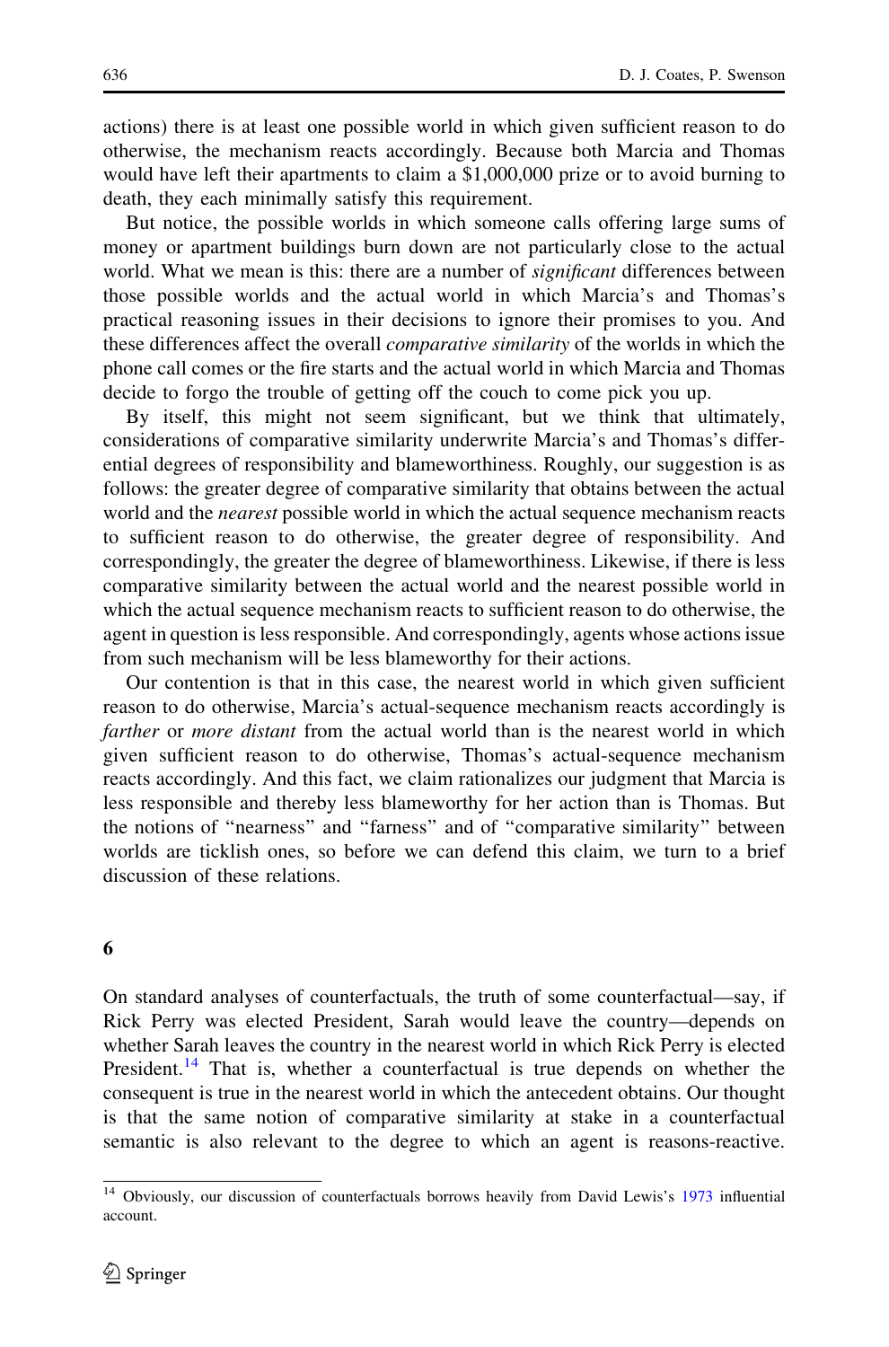actions) there is at least one possible world in which given sufficient reason to do otherwise, the mechanism reacts accordingly. Because both Marcia and Thomas would have left their apartments to claim a $1,000,000 prize or to avoid burning to death, they each minimally satisfy this requirement.

But notice, the possible worlds in which someone calls offering large sums of money or apartment buildings burn down are not particularly close to the actual world. What we mean is this: there are a number of *significant* differences between those possible worlds and the actual world in which Marcia's and Thomas's practical reasoning issues in their decisions to ignore their promises to you. And these differences affect the overall *comparative similarity* of the worlds in which the phone call comes or the fire starts and the actual world in which Marcia and Thomas decide to forgo the trouble of getting off the couch to come pick you up.

By itself, this might not seem significant, but we think that ultimately, considerations of comparative similarity underwrite Marcia's and Thomas's differential degrees of responsibility and blameworthiness. Roughly, our suggestion is as follows: the greater degree of comparative similarity that obtains between the actual world and the *nearest* possible world in which the actual sequence mechanism reacts to sufficient reason to do otherwise, the greater degree of responsibility. And correspondingly, the greater the degree of blameworthiness. Likewise, if there is less comparative similarity between the actual world and the nearest possible world in which the actual sequence mechanism reacts to sufficient reason to do otherwise, the agent in question is less responsible. And correspondingly, agents whose actions issue from such mechanism will be less blameworthy for their actions.

Our contention is that in this case, the nearest world in which given sufficient reason to do otherwise, Marcia's actual-sequence mechanism reacts accordingly is *farther* or *more distant* from the actual world than is the nearest world in which given sufficient reason to do otherwise, Thomas's actual-sequence mechanism reacts accordingly. And this fact, we claim rationalizes our judgment that Marcia is less responsible and thereby less blameworthy for her action than is Thomas. But the notions of "nearness" and "farness" and of "comparative similarity" between worlds are ticklish ones, so before we can defend this claim, we turn to a brief discussion of these relations.

## 6

On standard analyses of counterfactuals, the truth of some counterfactual—say, if Rick Perry was elected President, Sarah would leave the country—depends on whether Sarah leaves the country in the nearest world in which Rick Perry is elected President.[14] That is, whether a counterfactual is true depends on whether the consequent is true in the nearest world in which the antecedent obtains. Our thought is that the same notion of comparative similarity at stake in a counterfactual semantic is also relevant to the degree to which an agent is reasons-reactive.

[14] Obviously, our discussion of counterfactuals borrows heavily from David Lewis's 1973 influential account.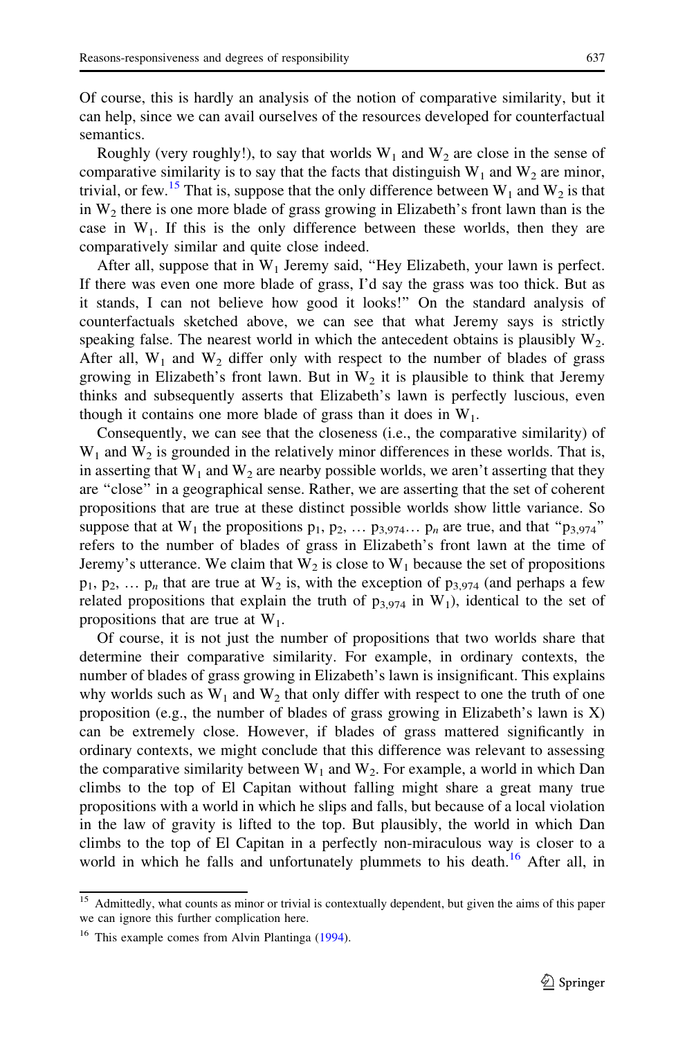Of course, this is hardly an analysis of the notion of comparative similarity, but it can help, since we can avail ourselves of the resources developed for counterfactual semantics.

Roughly (very roughly!), to say that worlds $W_1$ and $W_2$ are close in the sense of comparative similarity is to say that the facts that distinguish $W_1$ and $W_2$ are minor, trivial, or few.[15] That is, suppose that the only difference between $W_1$ and $W_2$ is that in $W_2$ there is one more blade of grass growing in Elizabeth's front lawn than is the case in $W_1$. If this is the only difference between these worlds, then they are comparatively similar and quite close indeed.

After all, suppose that in $W_1$ Jeremy said, "Hey Elizabeth, your lawn is perfect. If there was even one more blade of grass, I'd say the grass was too thick. But as it stands, I can not believe how good it looks!" On the standard analysis of counterfactuals sketched above, we can see that what Jeremy says is strictly speaking false. The nearest world in which the antecedent obtains is plausibly $W_2$. After all, $W_1$ and $W_2$ differ only with respect to the number of blades of grass growing in Elizabeth's front lawn. But in $W_2$ it is plausible to think that Jeremy thinks and subsequently asserts that Elizabeth's lawn is perfectly luscious, even though it contains one more blade of grass than it does in $W_1$.

Consequently, we can see that the closeness (i.e., the comparative similarity) of $W_1$ and $W_2$ is grounded in the relatively minor differences in these worlds. That is, in asserting that $W_1$ and $W_2$ are nearby possible worlds, we aren't asserting that they are "close" in a geographical sense. Rather, we are asserting that the set of coherent propositions that are true at these distinct possible worlds show little variance. So suppose that at $W_1$ the propositions $p_1$, $p_2$, … $p_{3,974}$… $p_n$ are true, and that "$p_{3,974}$" refers to the number of blades of grass in Elizabeth's front lawn at the time of Jeremy's utterance. We claim that $W_2$ is close to $W_1$ because the set of propositions $p_1$, $p_2$, … $p_n$ that are true at $W_2$ is, with the exception of $p_{3,974}$ (and perhaps a few related propositions that explain the truth of $p_{3,974}$ in $W_1$), identical to the set of propositions that are true at $W_1$.

Of course, it is not just the number of propositions that two worlds share that determine their comparative similarity. For example, in ordinary contexts, the number of blades of grass growing in Elizabeth's lawn is insignificant. This explains why worlds such as $W_1$ and $W_2$ that only differ with respect to one the truth of one proposition (e.g., the number of blades of grass growing in Elizabeth's lawn is X) can be extremely close. However, if blades of grass mattered significantly in ordinary contexts, we might conclude that this difference was relevant to assessing the comparative similarity between $W_1$ and $W_2$. For example, a world in which Dan climbs to the top of El Capitan without falling might share a great many true propositions with a world in which he slips and falls, but because of a local violation in the law of gravity is lifted to the top. But plausibly, the world in which Dan climbs to the top of El Capitan in a perfectly non-miraculous way is closer to a world in which he falls and unfortunately plummets to his death.[16] After all, in

[15] Admittedly, what counts as minor or trivial is contextually dependent, but given the aims of this paper we can ignore this further complication here.

[16] This example comes from Alvin Plantinga (1994).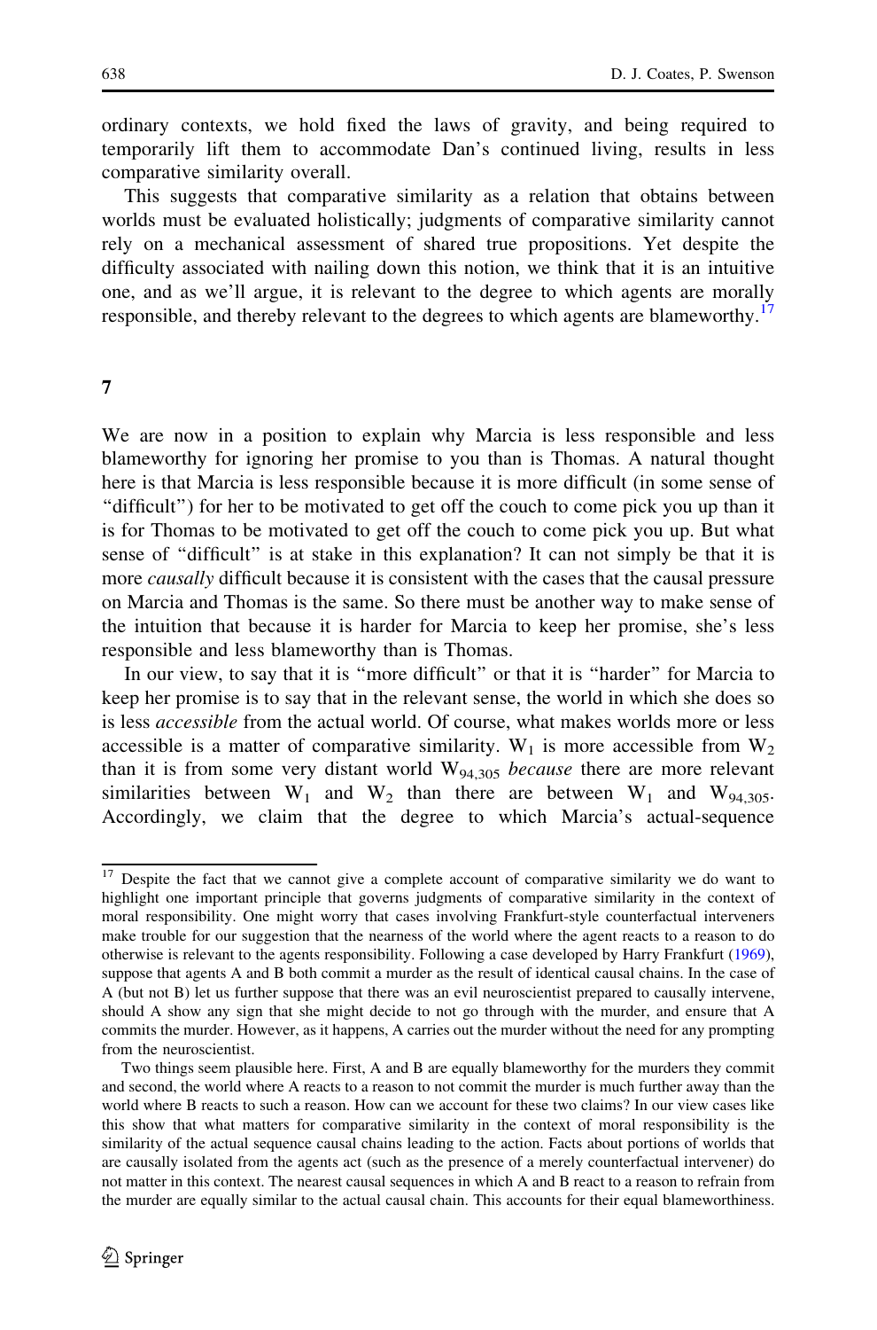ordinary contexts, we hold fixed the laws of gravity, and being required to temporarily lift them to accommodate Dan's continued living, results in less comparative similarity overall.

This suggests that comparative similarity as a relation that obtains between worlds must be evaluated holistically; judgments of comparative similarity cannot rely on a mechanical assessment of shared true propositions. Yet despite the difficulty associated with nailing down this notion, we think that it is an intuitive one, and as we'll argue, it is relevant to the degree to which agents are morally responsible, and thereby relevant to the degrees to which agents are blameworthy.[17]

## 7

We are now in a position to explain why Marcia is less responsible and less blameworthy for ignoring her promise to you than is Thomas. A natural thought here is that Marcia is less responsible because it is more difficult (in some sense of "difficult") for her to be motivated to get off the couch to come pick you up than it is for Thomas to be motivated to get off the couch to come pick you up. But what sense of "difficult" is at stake in this explanation? It can not simply be that it is more *causally* difficult because it is consistent with the cases that the causal pressure on Marcia and Thomas is the same. So there must be another way to make sense of the intuition that because it is harder for Marcia to keep her promise, she's less responsible and less blameworthy than is Thomas.

In our view, to say that it is "more difficult" or that it is "harder" for Marcia to keep her promise is to say that in the relevant sense, the world in which she does so is less *accessible* from the actual world. Of course, what makes worlds more or less accessible is a matter of comparative similarity. $W_1$ is more accessible from $W_2$ than it is from some very distant world $W_{94,305}$ *because* there are more relevant similarities between $W_1$ and $W_2$ than there are between $W_1$ and $W_{94,305}$. Accordingly, we claim that the degree to which Marcia's actual-sequence

[17] Despite the fact that we cannot give a complete account of comparative similarity we do want to highlight one important principle that governs judgments of comparative similarity in the context of moral responsibility. One might worry that cases involving Frankfurt-style counterfactual interveners make trouble for our suggestion that the nearness of the world where the agent reacts to a reason to do otherwise is relevant to the agents responsibility. Following a case developed by Harry Frankfurt (1969), suppose that agents A and B both commit a murder as the result of identical causal chains. In the case of A (but not B) let us further suppose that there was an evil neuroscientist prepared to causally intervene, should A show any sign that she might decide to not go through with the murder, and ensure that A commits the murder. However, as it happens, A carries out the murder without the need for any prompting from the neuroscientist.

Two things seem plausible here. First, A and B are equally blameworthy for the murders they commit and second, the world where A reacts to a reason to not commit the murder is much further away than the world where B reacts to such a reason. How can we account for these two claims? In our view cases like this show that what matters for comparative similarity in the context of moral responsibility is the similarity of the actual sequence causal chains leading to the action. Facts about portions of worlds that are causally isolated from the agents act (such as the presence of a merely counterfactual intervener) do not matter in this context. The nearest causal sequences in which A and B react to a reason to refrain from the murder are equally similar to the actual causal chain. This accounts for their equal blameworthiness.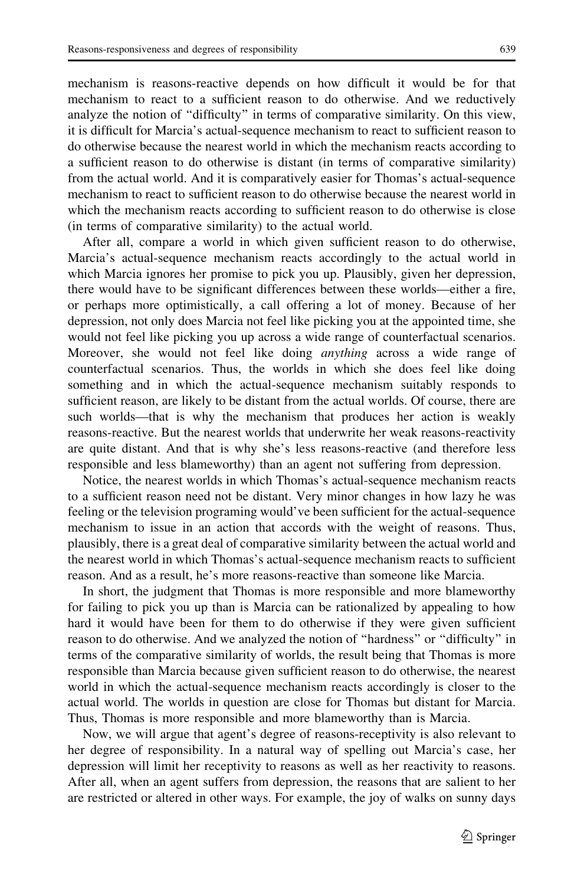mechanism is reasons-reactive depends on how difficult it would be for that mechanism to react to a sufficient reason to do otherwise. And we reductively analyze the notion of "difficulty" in terms of comparative similarity. On this view, it is difficult for Marcia's actual-sequence mechanism to react to sufficient reason to do otherwise because the nearest world in which the mechanism reacts according to a sufficient reason to do otherwise is distant (in terms of comparative similarity) from the actual world. And it is comparatively easier for Thomas's actual-sequence mechanism to react to sufficient reason to do otherwise because the nearest world in which the mechanism reacts according to sufficient reason to do otherwise is close (in terms of comparative similarity) to the actual world.

After all, compare a world in which given sufficient reason to do otherwise, Marcia's actual-sequence mechanism reacts accordingly to the actual world in which Marcia ignores her promise to pick you up. Plausibly, given her depression, there would have to be significant differences between these worlds—either a fire, or perhaps more optimistically, a call offering a lot of money. Because of her depression, not only does Marcia not feel like picking you at the appointed time, she would not feel like picking you up across a wide range of counterfactual scenarios. Moreover, she would not feel like doing *anything* across a wide range of counterfactual scenarios. Thus, the worlds in which she does feel like doing something and in which the actual-sequence mechanism suitably responds to sufficient reason, are likely to be distant from the actual worlds. Of course, there are such worlds—that is why the mechanism that produces her action is weakly reasons-reactive. But the nearest worlds that underwrite her weak reasons-reactivity are quite distant. And that is why she's less reasons-reactive (and therefore less responsible and less blameworthy) than an agent not suffering from depression.

Notice, the nearest worlds in which Thomas's actual-sequence mechanism reacts to a sufficient reason need not be distant. Very minor changes in how lazy he was feeling or the television programing would've been sufficient for the actual-sequence mechanism to issue in an action that accords with the weight of reasons. Thus, plausibly, there is a great deal of comparative similarity between the actual world and the nearest world in which Thomas's actual-sequence mechanism reacts to sufficient reason. And as a result, he's more reasons-reactive than someone like Marcia.

In short, the judgment that Thomas is more responsible and more blameworthy for failing to pick you up than is Marcia can be rationalized by appealing to how hard it would have been for them to do otherwise if they were given sufficient reason to do otherwise. And we analyzed the notion of "hardness" or "difficulty" in terms of the comparative similarity of worlds, the result being that Thomas is more responsible than Marcia because given sufficient reason to do otherwise, the nearest world in which the actual-sequence mechanism reacts accordingly is closer to the actual world. The worlds in question are close for Thomas but distant for Marcia. Thus, Thomas is more responsible and more blameworthy than is Marcia.

Now, we will argue that agent's degree of reasons-receptivity is also relevant to her degree of responsibility. In a natural way of spelling out Marcia's case, her depression will limit her receptivity to reasons as well as her reactivity to reasons. After all, when an agent suffers from depression, the reasons that are salient to her are restricted or altered in other ways. For example, the joy of walks on sunny days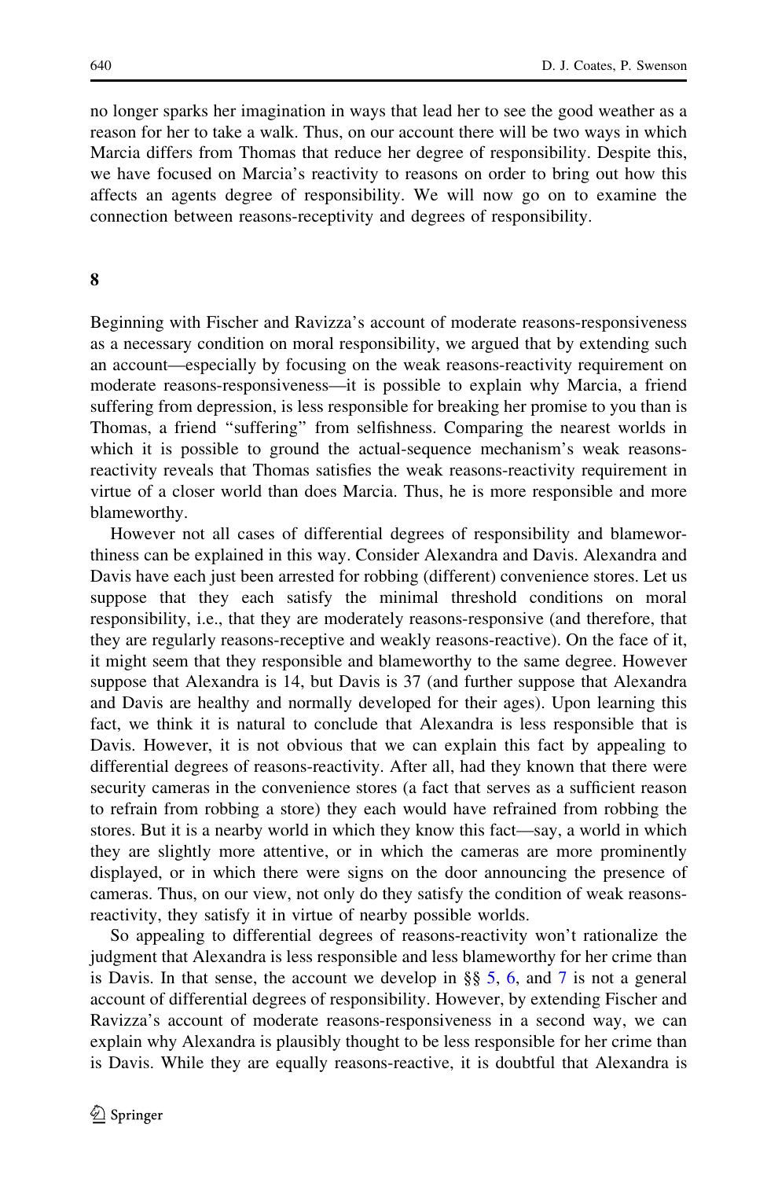no longer sparks her imagination in ways that lead her to see the good weather as a reason for her to take a walk. Thus, on our account there will be two ways in which Marcia differs from Thomas that reduce her degree of responsibility. Despite this, we have focused on Marcia's reactivity to reasons on order to bring out how this affects an agents degree of responsibility. We will now go on to examine the connection between reasons-receptivity and degrees of responsibility.

## 8

Beginning with Fischer and Ravizza's account of moderate reasons-responsiveness as a necessary condition on moral responsibility, we argued that by extending such an account—especially by focusing on the weak reasons-reactivity requirement on moderate reasons-responsiveness—it is possible to explain why Marcia, a friend suffering from depression, is less responsible for breaking her promise to you than is Thomas, a friend "suffering" from selfishness. Comparing the nearest worlds in which it is possible to ground the actual-sequence mechanism's weak reasons-reactivity reveals that Thomas satisfies the weak reasons-reactivity requirement in virtue of a closer world than does Marcia. Thus, he is more responsible and more blameworthy.

However not all cases of differential degrees of responsibility and blameworthiness can be explained in this way. Consider Alexandra and Davis. Alexandra and Davis have each just been arrested for robbing (different) convenience stores. Let us suppose that they each satisfy the minimal threshold conditions on moral responsibility, i.e., that they are moderately reasons-responsive (and therefore, that they are regularly reasons-receptive and weakly reasons-reactive). On the face of it, it might seem that they responsible and blameworthy to the same degree. However suppose that Alexandra is 14, but Davis is 37 (and further suppose that Alexandra and Davis are healthy and normally developed for their ages). Upon learning this fact, we think it is natural to conclude that Alexandra is less responsible that is Davis. However, it is not obvious that we can explain this fact by appealing to differential degrees of reasons-reactivity. After all, had they known that there were security cameras in the convenience stores (a fact that serves as a sufficient reason to refrain from robbing a store) they each would have refrained from robbing the stores. But it is a nearby world in which they know this fact—say, a world in which they are slightly more attentive, or in which the cameras are more prominently displayed, or in which there were signs on the door announcing the presence of cameras. Thus, on our view, not only do they satisfy the condition of weak reasons-reactivity, they satisfy it in virtue of nearby possible worlds.

So appealing to differential degrees of reasons-reactivity won't rationalize the judgment that Alexandra is less responsible and less blameworthy for her crime than is Davis. In that sense, the account we develop in §§ 5, 6, and 7 is not a general account of differential degrees of responsibility. However, by extending Fischer and Ravizza's account of moderate reasons-responsiveness in a second way, we can explain why Alexandra is plausibly thought to be less responsible for her crime than is Davis. While they are equally reasons-reactive, it is doubtful that Alexandra is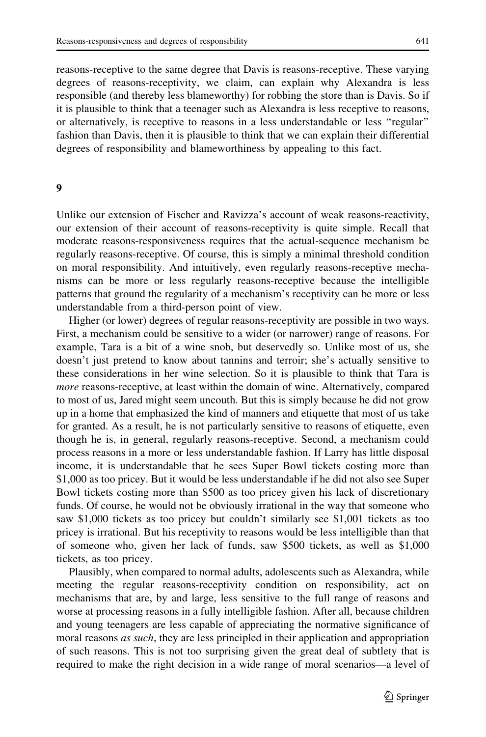reasons-receptive to the same degree that Davis is reasons-receptive. These varying degrees of reasons-receptivity, we claim, can explain why Alexandra is less responsible (and thereby less blameworthy) for robbing the store than is Davis. So if it is plausible to think that a teenager such as Alexandra is less receptive to reasons, or alternatively, is receptive to reasons in a less understandable or less "regular" fashion than Davis, then it is plausible to think that we can explain their differential degrees of responsibility and blameworthiness by appealing to this fact.

## 9

Unlike our extension of Fischer and Ravizza's account of weak reasons-reactivity, our extension of their account of reasons-receptivity is quite simple. Recall that moderate reasons-responsiveness requires that the actual-sequence mechanism be regularly reasons-receptive. Of course, this is simply a minimal threshold condition on moral responsibility. And intuitively, even regularly reasons-receptive mechanisms can be more or less regularly reasons-receptive because the intelligible patterns that ground the regularity of a mechanism's receptivity can be more or less understandable from a third-person point of view.

Higher (or lower) degrees of regular reasons-receptivity are possible in two ways. First, a mechanism could be sensitive to a wider (or narrower) range of reasons. For example, Tara is a bit of a wine snob, but deservedly so. Unlike most of us, she doesn't just pretend to know about tannins and terroir; she's actually sensitive to these considerations in her wine selection. So it is plausible to think that Tara is *more* reasons-receptive, at least within the domain of wine. Alternatively, compared to most of us, Jared might seem uncouth. But this is simply because he did not grow up in a home that emphasized the kind of manners and etiquette that most of us take for granted. As a result, he is not particularly sensitive to reasons of etiquette, even though he is, in general, regularly reasons-receptive. Second, a mechanism could process reasons in a more or less understandable fashion. If Larry has little disposal income, it is understandable that he sees Super Bowl tickets costing more than $1,000 as too pricey. But it would be less understandable if he did not also see Super Bowl tickets costing more than $500 as too pricey given his lack of discretionary funds. Of course, he would not be obviously irrational in the way that someone who saw $1,000 tickets as too pricey but couldn't similarly see $1,001 tickets as too pricey is irrational. But his receptivity to reasons would be less intelligible than that of someone who, given her lack of funds, saw $500 tickets, as well as $1,000 tickets, as too pricey.

Plausibly, when compared to normal adults, adolescents such as Alexandra, while meeting the regular reasons-receptivity condition on responsibility, act on mechanisms that are, by and large, less sensitive to the full range of reasons and worse at processing reasons in a fully intelligible fashion. After all, because children and young teenagers are less capable of appreciating the normative significance of moral reasons *as such*, they are less principled in their application and appropriation of such reasons. This is not too surprising given the great deal of subtlety that is required to make the right decision in a wide range of moral scenarios—a level of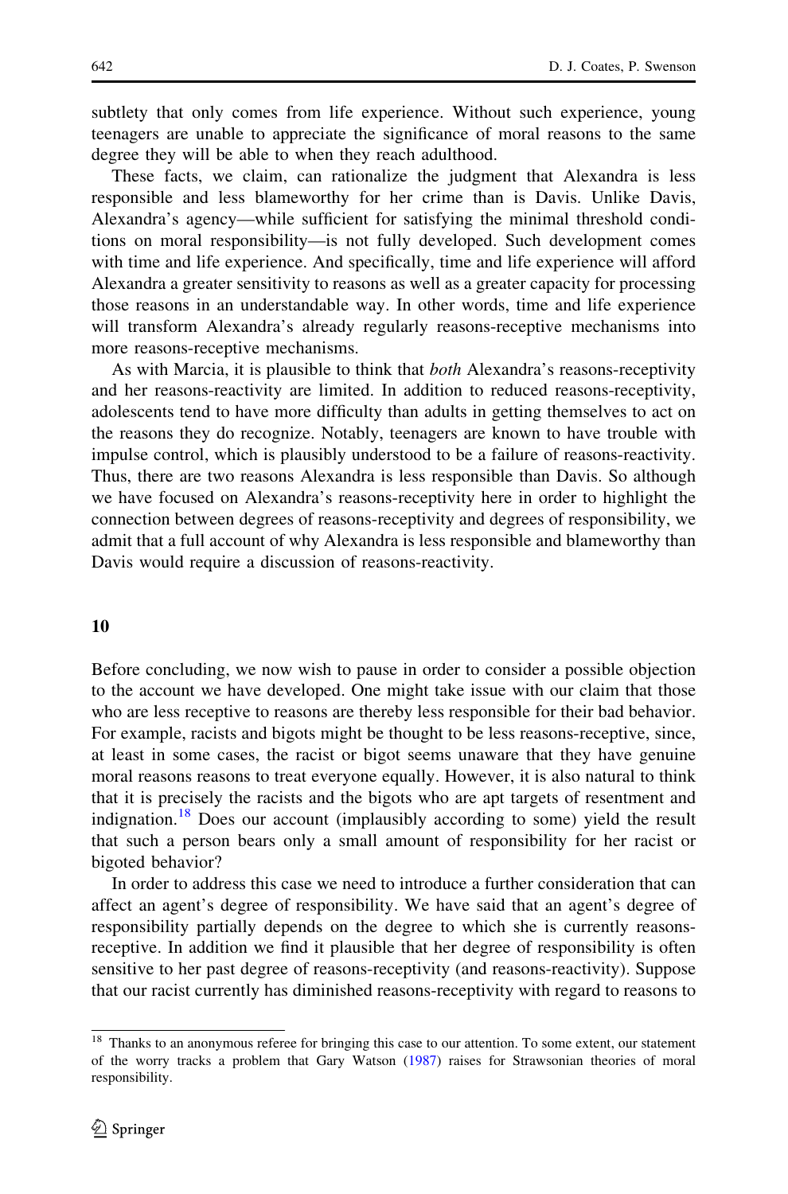subtlety that only comes from life experience. Without such experience, young teenagers are unable to appreciate the significance of moral reasons to the same degree they will be able to when they reach adulthood.

These facts, we claim, can rationalize the judgment that Alexandra is less responsible and less blameworthy for her crime than is Davis. Unlike Davis, Alexandra's agency—while sufficient for satisfying the minimal threshold conditions on moral responsibility—is not fully developed. Such development comes with time and life experience. And specifically, time and life experience will afford Alexandra a greater sensitivity to reasons as well as a greater capacity for processing those reasons in an understandable way. In other words, time and life experience will transform Alexandra's already regularly reasons-receptive mechanisms into more reasons-receptive mechanisms.

As with Marcia, it is plausible to think that *both* Alexandra's reasons-receptivity and her reasons-reactivity are limited. In addition to reduced reasons-receptivity, adolescents tend to have more difficulty than adults in getting themselves to act on the reasons they do recognize. Notably, teenagers are known to have trouble with impulse control, which is plausibly understood to be a failure of reasons-reactivity. Thus, there are two reasons Alexandra is less responsible than Davis. So although we have focused on Alexandra's reasons-receptivity here in order to highlight the connection between degrees of reasons-receptivity and degrees of responsibility, we admit that a full account of why Alexandra is less responsible and blameworthy than Davis would require a discussion of reasons-reactivity.

## 10

Before concluding, we now wish to pause in order to consider a possible objection to the account we have developed. One might take issue with our claim that those who are less receptive to reasons are thereby less responsible for their bad behavior. For example, racists and bigots might be thought to be less reasons-receptive, since, at least in some cases, the racist or bigot seems unaware that they have genuine moral reasons reasons to treat everyone equally. However, it is also natural to think that it is precisely the racists and the bigots who are apt targets of resentment and indignation.[18] Does our account (implausibly according to some) yield the result that such a person bears only a small amount of responsibility for her racist or bigoted behavior?

In order to address this case we need to introduce a further consideration that can affect an agent's degree of responsibility. We have said that an agent's degree of responsibility partially depends on the degree to which she is currently reasons-receptive. In addition we find it plausible that her degree of responsibility is often sensitive to her past degree of reasons-receptivity (and reasons-reactivity). Suppose that our racist currently has diminished reasons-receptivity with regard to reasons to

[18] Thanks to an anonymous referee for bringing this case to our attention. To some extent, our statement of the worry tracks a problem that Gary Watson (1987) raises for Strawsonian theories of moral responsibility.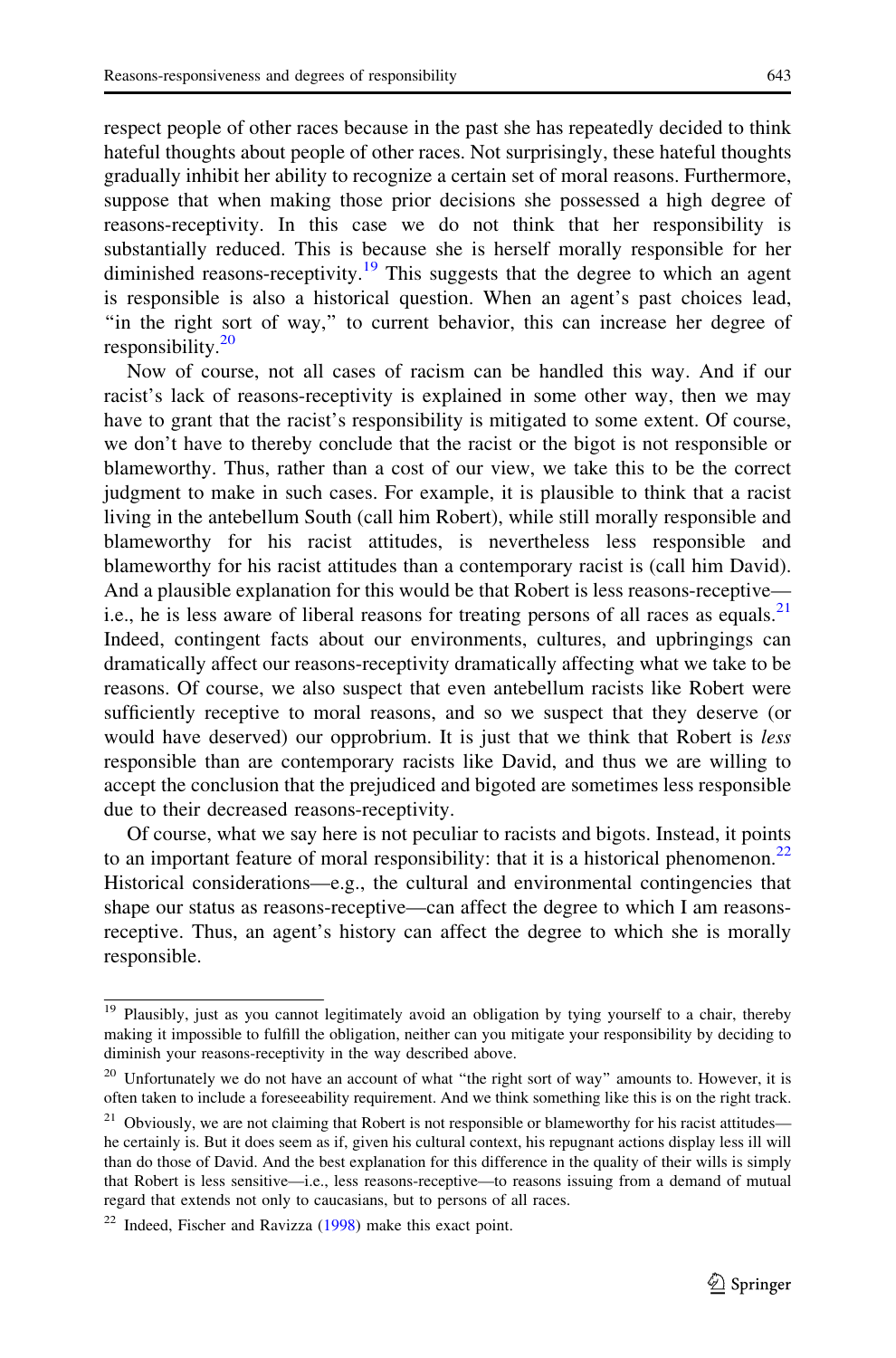respect people of other races because in the past she has repeatedly decided to think hateful thoughts about people of other races. Not surprisingly, these hateful thoughts gradually inhibit her ability to recognize a certain set of moral reasons. Furthermore, suppose that when making those prior decisions she possessed a high degree of reasons-receptivity. In this case we do not think that her responsibility is substantially reduced. This is because she is herself morally responsible for her diminished reasons-receptivity.[19] This suggests that the degree to which an agent is responsible is also a historical question. When an agent's past choices lead, "in the right sort of way," to current behavior, this can increase her degree of responsibility.[20]

Now of course, not all cases of racism can be handled this way. And if our racist's lack of reasons-receptivity is explained in some other way, then we may have to grant that the racist's responsibility is mitigated to some extent. Of course, we don't have to thereby conclude that the racist or the bigot is not responsible or blameworthy. Thus, rather than a cost of our view, we take this to be the correct judgment to make in such cases. For example, it is plausible to think that a racist living in the antebellum South (call him Robert), while still morally responsible and blameworthy for his racist attitudes, is nevertheless less responsible and blameworthy for his racist attitudes than a contemporary racist is (call him David). And a plausible explanation for this would be that Robert is less reasons-receptive—i.e., he is less aware of liberal reasons for treating persons of all races as equals.[21] Indeed, contingent facts about our environments, cultures, and upbringings can dramatically affect our reasons-receptivity dramatically affecting what we take to be reasons. Of course, we also suspect that even antebellum racists like Robert were sufficiently receptive to moral reasons, and so we suspect that they deserve (or would have deserved) our opprobrium. It is just that we think that Robert is *less* responsible than are contemporary racists like David, and thus we are willing to accept the conclusion that the prejudiced and bigoted are sometimes less responsible due to their decreased reasons-receptivity.

Of course, what we say here is not peculiar to racists and bigots. Instead, it points to an important feature of moral responsibility: that it is a historical phenomenon.[22] Historical considerations—e.g., the cultural and environmental contingencies that shape our status as reasons-receptive—can affect the degree to which I am reasons-receptive. Thus, an agent's history can affect the degree to which she is morally responsible.

---

[19] Plausibly, just as you cannot legitimately avoid an obligation by tying yourself to a chair, thereby making it impossible to fulfill the obligation, neither can you mitigate your responsibility by deciding to diminish your reasons-receptivity in the way described above.

[20] Unfortunately we do not have an account of what "the right sort of way" amounts to. However, it is often taken to include a foreseeability requirement. And we think something like this is on the right track.

[21] Obviously, we are not claiming that Robert is not responsible or blameworthy for his racist attitudes—he certainly is. But it does seem as if, given his cultural context, his repugnant actions display less ill will than do those of David. And the best explanation for this difference in the quality of their wills is simply that Robert is less sensitive—i.e., less reasons-receptive—to reasons issuing from a demand of mutual regard that extends not only to caucasians, but to persons of all races.

[22] Indeed, Fischer and Ravizza (1998) make this exact point.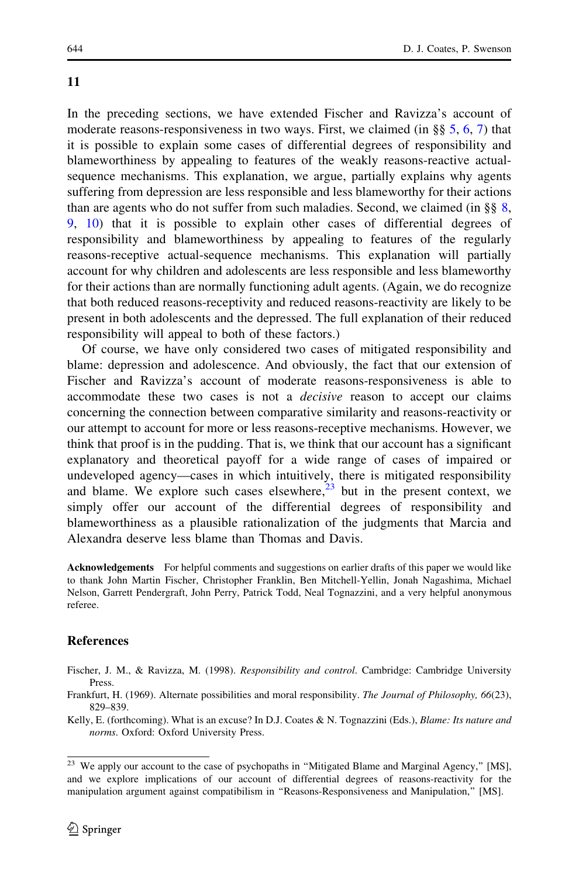## 11

In the preceding sections, we have extended Fischer and Ravizza's account of moderate reasons-responsiveness in two ways. First, we claimed (in §§ 5, 6, 7) that it is possible to explain some cases of differential degrees of responsibility and blameworthiness by appealing to features of the weakly reasons-reactive actual-sequence mechanisms. This explanation, we argue, partially explains why agents suffering from depression are less responsible and less blameworthy for their actions than are agents who do not suffer from such maladies. Second, we claimed (in §§ 8, 9, 10) that it is possible to explain other cases of differential degrees of responsibility and blameworthiness by appealing to features of the regularly reasons-receptive actual-sequence mechanisms. This explanation will partially account for why children and adolescents are less responsible and less blameworthy for their actions than are normally functioning adult agents. (Again, we do recognize that both reduced reasons-receptivity and reduced reasons-reactivity are likely to be present in both adolescents and the depressed. The full explanation of their reduced responsibility will appeal to both of these factors.)

Of course, we have only considered two cases of mitigated responsibility and blame: depression and adolescence. And obviously, the fact that our extension of Fischer and Ravizza's account of moderate reasons-responsiveness is able to accommodate these two cases is not a *decisive* reason to accept our claims concerning the connection between comparative similarity and reasons-reactivity or our attempt to account for more or less reasons-receptive mechanisms. However, we think that proof is in the pudding. That is, we think that our account has a significant explanatory and theoretical payoff for a wide range of cases of impaired or undeveloped agency—cases in which intuitively, there is mitigated responsibility and blame. We explore such cases elsewhere,[23] but in the present context, we simply offer our account of the differential degrees of responsibility and blameworthiness as a plausible rationalization of the judgments that Marcia and Alexandra deserve less blame than Thomas and Davis.

**Acknowledgements** For helpful comments and suggestions on earlier drafts of this paper we would like to thank John Martin Fischer, Christopher Franklin, Ben Mitchell-Yellin, Jonah Nagashima, Michael Nelson, Garrett Pendergraft, John Perry, Patrick Todd, Neal Tognazzini, and a very helpful anonymous referee.

## References

Fischer, J. M., & Ravizza, M. (1998). *Responsibility and control*. Cambridge: Cambridge University Press.

Frankfurt, H. (1969). Alternate possibilities and moral responsibility. *The Journal of Philosophy, 66*(23), 829–839.

Kelly, E. (forthcoming). What is an excuse? In D.J. Coates & N. Tognazzini (Eds.), *Blame: Its nature and norms*. Oxford: Oxford University Press.

---

[23] We apply our account to the case of psychopaths in "Mitigated Blame and Marginal Agency," [MS], and we explore implications of our account of differential degrees of reasons-reactivity for the manipulation argument against compatibilism in "Reasons-Responsiveness and Manipulation," [MS].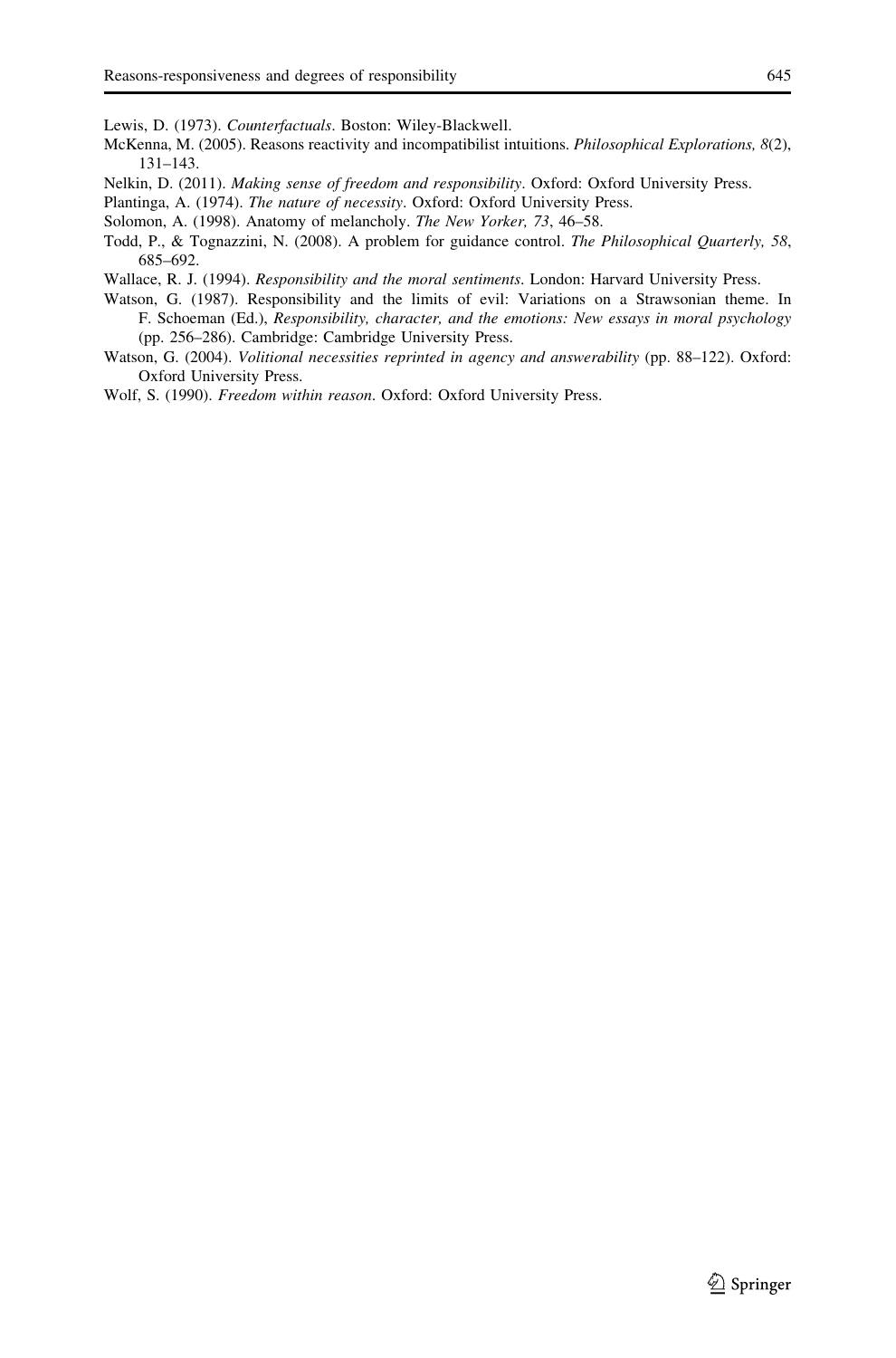Lewis, D. (1973). *Counterfactuals*. Boston: Wiley-Blackwell.

McKenna, M. (2005). Reasons reactivity and incompatibilist intuitions. *Philosophical Explorations, 8*(2), 131–143.

Nelkin, D. (2011). *Making sense of freedom and responsibility*. Oxford: Oxford University Press.

Plantinga, A. (1974). *The nature of necessity*. Oxford: Oxford University Press.

Solomon, A. (1998). Anatomy of melancholy. *The New Yorker, 73*, 46–58.

Todd, P., & Tognazzini, N. (2008). A problem for guidance control. *The Philosophical Quarterly, 58*, 685–692.

Wallace, R. J. (1994). *Responsibility and the moral sentiments*. London: Harvard University Press.

Watson, G. (1987). Responsibility and the limits of evil: Variations on a Strawsonian theme. In F. Schoeman (Ed.), *Responsibility, character, and the emotions: New essays in moral psychology* (pp. 256–286). Cambridge: Cambridge University Press.

Watson, G. (2004). *Volitional necessities reprinted in agency and answerability* (pp. 88–122). Oxford: Oxford University Press.

Wolf, S. (1990). *Freedom within reason*. Oxford: Oxford University Press.